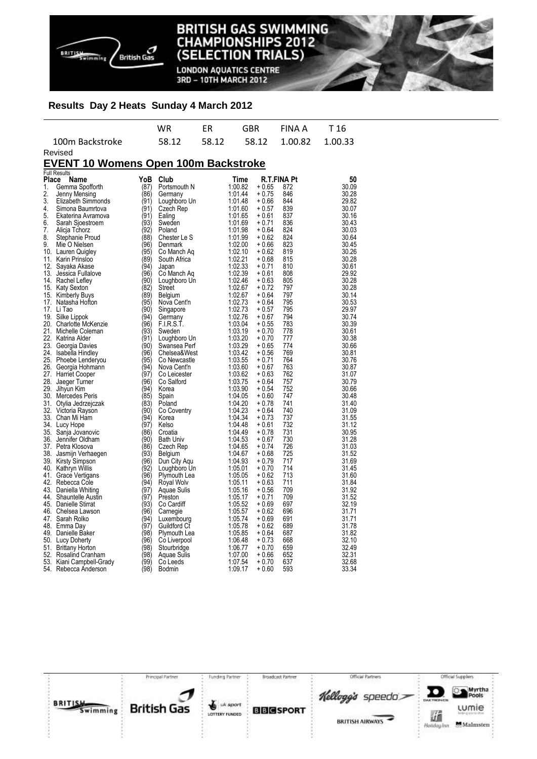# BRITISH GAS SWIMMING CHAMPIONSHIPS 2012 (SELECTION TRIALS)

LONDON AQUATICS CENTRE
3RD – 10TH MARCH 2012

## Results Day 2 Heats Sunday 4 March 2012

| | WR | ER | GBR | FINA A | T 16 |
|---|---|---|---|---|---|
| 100m Backstroke | 58.12 | 58.12 | 58.12 | 1.00.82 | 1.00.33 |

Revised

## EVENT 10 Womens Open 100m Backstroke

Full Results

| Place | Name | YoB | Club | Time | R.T. | FINA Pt | 50 |
|---|---|---|---|---|---|---|---|
| 1. | Gemma Spofforth | (87) | Portsmouth N | 1:00.82 | + 0.65 | 872 | 30.09 |
| 2. | Jenny Mensing | (86) | Germany | 1:01.44 | + 0.75 | 846 | 30.28 |
| 3. | Elizabeth Simmonds | (91) | Loughboro Un | 1:01.48 | + 0.66 | 844 | 29.82 |
| 4. | Simona Baumrtova | (91) | Czech Rep | 1:01.60 | + 0.57 | 839 | 30.07 |
| 5. | Ekaterina Avramova | (91) | Ealing | 1:01.65 | + 0.61 | 837 | 30.16 |
| 6. | Sarah Sjoestroem | (93) | Sweden | 1:01.69 | + 0.71 | 836 | 30.43 |
| 7. | Alicja Tchorz | (92) | Poland | 1:01.98 | + 0.64 | 824 | 30.03 |
| 8. | Stephanie Proud | (88) | Chester Le S | 1:01.99 | + 0.62 | 824 | 30.64 |
| 9. | Mie O Nielsen | (96) | Denmark | 1:02.00 | + 0.66 | 823 | 30.45 |
| 10. | Lauren Quigley | (95) | Co Manch Aq | 1:02.10 | + 0.62 | 819 | 30.26 |
| 11. | Karin Prinsloo | (89) | South Africa | 1:02.21 | + 0.68 | 815 | 30.28 |
| 12. | Sayaka Akase | (94) | Japan | 1:02.33 | + 0.71 | 810 | 30.61 |
| 13. | Jessica Fullalove | (96) | Co Manch Aq | 1:02.39 | + 0.61 | 808 | 29.92 |
| 14. | Rachel Lefley | (90) | Loughboro Un | 1:02.46 | + 0.63 | 805 | 30.28 |
| 15. | Katy Sexton | (82) | Street | 1:02.67 | + 0.72 | 797 | 30.28 |
| 15. | Kimberly Buys | (89) | Belgium | 1:02.67 | + 0.64 | 797 | 30.14 |
| 17. | Natasha Hofton | (95) | Nova Cent'n | 1:02.73 | + 0.64 | 795 | 30.53 |
| 17. | Li Tao | (90) | Singapore | 1:02.73 | + 0.57 | 795 | 29.97 |
| 19. | Silke Lippok | (94) | Germany | 1:02.76 | + 0.67 | 794 | 30.74 |
| 20. | Charlotte McKenzie | (96) | F.I.R.S.T. | 1:03.04 | + 0.55 | 783 | 30.39 |
| 21. | Michelle Coleman | (93) | Sweden | 1:03.19 | + 0.70 | 778 | 30.61 |
| 22. | Katrina Alder | (91) | Loughboro Un | 1:03.20 | + 0.70 | 777 | 30.38 |
| 23. | Georgia Davies | (90) | Swansea Perf | 1:03.29 | + 0.65 | 774 | 30.66 |
| 24. | Isabella Hindley | (96) | Chelsea&West | 1:03.42 | + 0.56 | 769 | 30.81 |
| 25. | Phoebe Lenderyou | (95) | Co Newcastle | 1:03.55 | + 0.71 | 764 | 30.76 |
| 26. | Georgia Hohmann | (94) | Nova Cent'n | 1:03.60 | + 0.67 | 763 | 30.87 |
| 27. | Harriet Cooper | (97) | Co Leicester | 1:03.62 | + 0.63 | 762 | 31.07 |
| 28. | Jaeger Turner | (96) | Co Salford | 1:03.75 | + 0.64 | 757 | 30.79 |
| 29. | Jihyun Kim | (94) | Korea | 1:03.90 | + 0.54 | 752 | 30.66 |
| 30. | Mercedes Peris | (85) | Spain | 1:04.05 | + 0.60 | 747 | 30.48 |
| 31. | Otylia Jedrzejczak | (83) | Poland | 1:04.20 | + 0.78 | 741 | 31.40 |
| 32. | Victoria Rayson | (90) | Co Coventry | 1:04.23 | + 0.64 | 740 | 31.09 |
| 33. | Chan Mi Ham | (94) | Korea | 1:04.34 | + 0.73 | 737 | 31.55 |
| 34. | Lucy Hope | (97) | Kelso | 1:04.48 | + 0.61 | 732 | 31.12 |
| 35. | Sanja Jovanovic | (86) | Croatia | 1:04.49 | + 0.78 | 731 | 30.95 |
| 36. | Jennifer Oldham | (90) | Bath Univ | 1:04.53 | + 0.67 | 730 | 31.28 |
| 37. | Petra Klosova | (86) | Czech Rep | 1:04.65 | + 0.74 | 726 | 31.03 |
| 38. | Jasmijn Verhaegen | (93) | Belgium | 1:04.67 | + 0.68 | 725 | 31.52 |
| 39. | Kirsty Simpson | (96) | Dun City Aqu | 1:04.93 | + 0.79 | 717 | 31.69 |
| 40. | Kathryn Willis | (92) | Loughboro Un | 1:05.01 | + 0.70 | 714 | 31.45 |
| 41. | Grace Vertigans | (96) | Plymouth Lea | 1:05.05 | + 0.62 | 713 | 31.60 |
| 42. | Rebecca Cole | (94) | Royal Wolv | 1:05.11 | + 0.63 | 711 | 31.84 |
| 43. | Daniella Whiting | (97) | Aquae Sulis | 1:05.16 | + 0.56 | 709 | 31.92 |
| 44. | Shauntelle Austin | (97) | Preston | 1:05.17 | + 0.71 | 709 | 31.52 |
| 45. | Danielle Stirrat | (93) | Co Cardiff | 1:05.52 | + 0.69 | 697 | 32.19 |
| 46. | Chelsea Lawson | (96) | Carnegie | 1:05.57 | + 0.62 | 696 | 31.71 |
| 47. | Sarah Rolko | (94) | Luxembourg | 1:05.74 | + 0.69 | 691 | 31.71 |
| 48. | Emma Day | (97) | Guildford Ct | 1:05.78 | + 0.62 | 689 | 31.78 |
| 49. | Danielle Baker | (98) | Plymouth Lea | 1:05.85 | + 0.64 | 687 | 31.82 |
| 50. | Lucy Doherty | (96) | Co Liverpool | 1:06.48 | + 0.73 | 668 | 32.10 |
| 51. | Brittany Horton | (98) | Stourbridge | 1:06.77 | + 0.70 | 659 | 32.49 |
| 52. | Rosalind Cranham | (98) | Aquae Sulis | 1:07.00 | + 0.66 | 652 | 32.31 |
| 53. | Kiani Campbell-Grady | (99) | Co Leeds | 1:07.54 | + 0.70 | 637 | 32.68 |
| 54. | Rebecca Anderson | (98) | Bodmin | 1:09.17 | + 0.60 | 593 | 33.34 |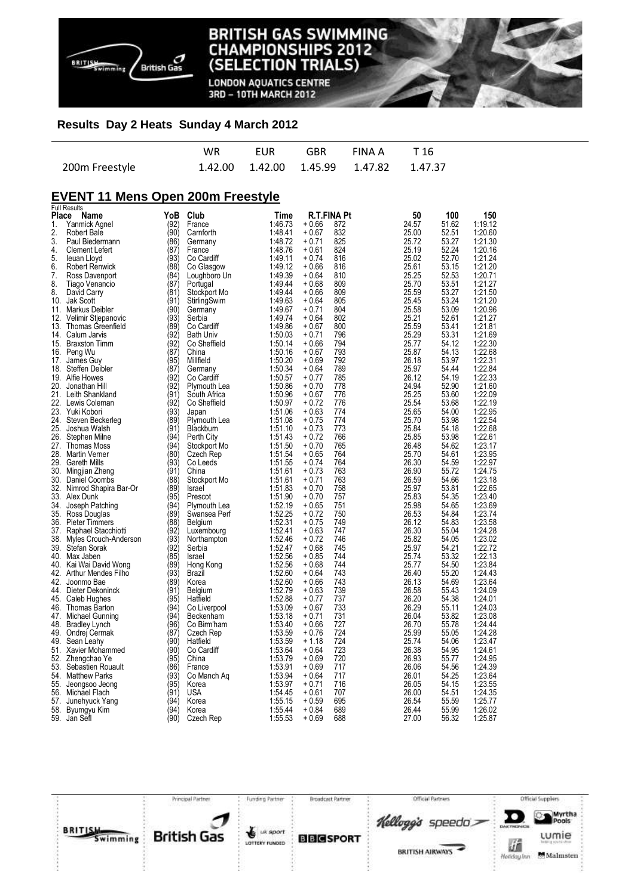## Results Day 2 Heats Sunday 4 March 2012

| | WR | EUR | GBR | FINA A | T 16 |
|---|---|---|---|---|---|
| 200m Freestyle | 1.42.00 | 1.42.00 | 1.45.99 | 1.47.82 | 1.47.37 |

## EVENT 11 Mens Open 200m Freestyle

Full Results

| Place | Name | YoB | Club | Time | R.T. | FINA Pt | 50 | 100 | 150 |
|---|---|---|---|---|---|---|---|---|---|
| 1. | Yanmick Agnel | (92) | France | 1:46.73 | +0.66 | 872 | 24.57 | 51.62 | 1:19.12 |
| 2. | Robert Bale | (90) | Carnforth | 1:48.41 | +0.67 | 832 | 25.00 | 52.51 | 1:20.60 |
| 3. | Paul Biedermann | (86) | Germany | 1:48.72 | +0.71 | 825 | 25.72 | 53.27 | 1:21.30 |
| 4. | Clement Lefert | (87) | France | 1:48.76 | +0.61 | 824 | 25.19 | 52.24 | 1:20.16 |
| 5. | Ieuan Lloyd | (93) | Co Cardiff | 1:49.11 | +0.74 | 816 | 25.02 | 52.70 | 1:21.24 |
| 6. | Robert Renwick | (88) | Co Glasgow | 1:49.12 | +0.66 | 816 | 25.61 | 53.15 | 1:21.20 |
| 7. | Ross Davenport | (84) | Loughboro Un | 1:49.39 | +0.64 | 810 | 25.25 | 52.53 | 1:20.71 |
| 8. | Tiago Venancio | (87) | Portugal | 1:49.44 | +0.68 | 809 | 25.70 | 53.51 | 1:21.27 |
| 8. | David Carry | (81) | Stockport Mo | 1:49.44 | +0.66 | 809 | 25.59 | 53.27 | 1:21.50 |
| 10. | Jak Scott | (91) | StirlingSwim | 1:49.63 | +0.64 | 805 | 25.45 | 53.24 | 1:21.20 |
| 11. | Markus Deibler | (90) | Germany | 1:49.67 | +0.71 | 804 | 25.58 | 53.09 | 1:20.96 |
| 12. | Velimir Stjepanovic | (93) | Serbia | 1:49.74 | +0.64 | 802 | 25.21 | 52.61 | 1:21.27 |
| 13. | Thomas Greenfield | (89) | Co Cardiff | 1:49.86 | +0.67 | 800 | 25.59 | 53.41 | 1:21.81 |
| 14. | Calum Jarvis | (92) | Bath Univ | 1:50.03 | +0.71 | 796 | 25.29 | 53.31 | 1:21.69 |
| 15. | Braxston Timm | (92) | Co Sheffield | 1:50.14 | +0.66 | 794 | 25.77 | 54.12 | 1:22.30 |
| 16. | Peng Wu | (87) | China | 1:50.16 | +0.67 | 793 | 25.87 | 54.13 | 1:22.68 |
| 17. | James Guy | (95) | Millfield | 1:50.20 | +0.69 | 792 | 26.18 | 53.97 | 1:22.31 |
| 18. | Steffen Deibler | (87) | Germany | 1:50.34 | +0.64 | 789 | 25.97 | 54.44 | 1:22.84 |
| 19. | Alfie Howes | (92) | Co Cardiff | 1:50.57 | +0.77 | 785 | 26.12 | 54.19 | 1:22.33 |
| 20. | Jonathan Hill | (92) | Plymouth Lea | 1:50.86 | +0.70 | 778 | 24.94 | 52.90 | 1:21.60 |
| 21. | Leith Shankland | (91) | South Africa | 1:50.96 | +0.67 | 776 | 25.25 | 53.60 | 1:22.09 |
| 22. | Lewis Coleman | (92) | Co Sheffield | 1:50.97 | +0.72 | 776 | 25.54 | 53.68 | 1:22.19 |
| 23. | Yuki Kobori | (93) | Japan | 1:51.06 | +0.63 | 774 | 25.65 | 54.00 | 1:22.95 |
| 24. | Steven Beckerleg | (89) | Plymouth Lea | 1:51.08 | +0.75 | 774 | 25.70 | 53.98 | 1:22.54 |
| 25. | Joshua Walsh | (91) | Blackburn | 1:51.10 | +0.73 | 773 | 25.84 | 54.18 | 1:22.68 |
| 26. | Stephen Milne | (94) | Perth City | 1:51.43 | +0.72 | 766 | 25.85 | 53.98 | 1:22.61 |
| 27. | Thomas Moss | (94) | Stockport Mo | 1:51.50 | +0.70 | 765 | 26.48 | 54.62 | 1:23.17 |
| 28. | Martin Verner | (80) | Czech Rep | 1:51.54 | +0.65 | 764 | 25.70 | 54.61 | 1:23.95 |
| 29. | Gareth Mills | (93) | Co Leeds | 1:51.55 | +0.74 | 764 | 26.30 | 54.59 | 1:22.97 |
| 30. | Mingjian Zheng | (91) | China | 1:51.61 | +0.73 | 763 | 26.90 | 55.72 | 1:24.75 |
| 30. | Daniel Coombs | (88) | Stockport Mo | 1:51.61 | +0.71 | 763 | 26.59 | 54.66 | 1:23.18 |
| 32. | Nimrod Shapira Bar-Or | (89) | Israel | 1:51.83 | +0.70 | 758 | 25.97 | 53.81 | 1:22.65 |
| 33. | Alex Dunk | (95) | Prescot | 1:51.90 | +0.70 | 757 | 25.83 | 54.35 | 1:23.40 |
| 34. | Joseph Patching | (94) | Plymouth Lea | 1:52.19 | +0.65 | 751 | 25.98 | 54.65 | 1:23.69 |
| 35. | Ross Douglas | (89) | Swansea Perf | 1:52.25 | +0.72 | 750 | 26.53 | 54.84 | 1:23.74 |
| 36. | Pieter Timmers | (88) | Belgium | 1:52.31 | +0.75 | 749 | 26.12 | 54.83 | 1:23.58 |
| 37. | Raphael Stacchiotti | (92) | Luxembourg | 1:52.41 | +0.63 | 747 | 26.30 | 55.04 | 1:24.28 |
| 38. | Myles Crouch-Anderson | (93) | Northampton | 1:52.46 | +0.72 | 746 | 25.82 | 54.05 | 1:23.02 |
| 39. | Stefan Sorak | (92) | Serbia | 1:52.47 | +0.68 | 745 | 25.97 | 54.21 | 1:22.72 |
| 40. | Max Jaben | (85) | Israel | 1:52.56 | +0.85 | 744 | 25.74 | 53.32 | 1:22.13 |
| 40. | Kai Wai David Wong | (89) | Hong Kong | 1:52.56 | +0.68 | 744 | 25.77 | 54.50 | 1:23.84 |
| 42. | Arthur Mendes Filho | (93) | Brazil | 1:52.60 | +0.64 | 743 | 26.40 | 55.20 | 1:24.43 |
| 42. | Joonmo Bae | (89) | Korea | 1:52.60 | +0.66 | 743 | 26.13 | 54.69 | 1:23.64 |
| 44. | Dieter Dekoninck | (91) | Belgium | 1:52.79 | +0.63 | 739 | 26.58 | 55.43 | 1:24.09 |
| 45. | Caleb Hughes | (95) | Hatfield | 1:52.88 | +0.77 | 737 | 26.20 | 54.38 | 1:24.01 |
| 46. | Thomas Barton | (94) | Co Liverpool | 1:53.09 | +0.67 | 733 | 26.29 | 55.11 | 1:24.03 |
| 47. | Michael Gunning | (94) | Beckenham | 1:53.18 | +0.71 | 731 | 26.04 | 53.82 | 1:23.08 |
| 48. | Bradley Lynch | (96) | Co Birm'ham | 1:53.40 | +0.66 | 727 | 26.70 | 55.78 | 1:24.44 |
| 49. | Ondrej Cermak | (87) | Czech Rep | 1:53.59 | +0.76 | 724 | 25.99 | 55.05 | 1:24.28 |
| 49. | Sean Leahy | (90) | Hatfield | 1:53.59 | +1.18 | 724 | 25.74 | 54.06 | 1:23.47 |
| 51. | Xavier Mohammed | (90) | Co Cardiff | 1:53.64 | +0.64 | 723 | 26.38 | 54.95 | 1:24.61 |
| 52. | Zhengchao Ye | (95) | China | 1:53.79 | +0.69 | 720 | 26.93 | 55.77 | 1:24.95 |
| 53. | Sebastien Rouault | (86) | France | 1:53.91 | +0.69 | 717 | 26.06 | 54.56 | 1:24.39 |
| 54. | Matthew Parks | (93) | Co Manch Aq | 1:53.94 | +0.64 | 717 | 26.01 | 54.25 | 1:23.64 |
| 55. | Jeongsoo Jeong | (95) | Korea | 1:53.97 | +0.71 | 716 | 26.05 | 54.15 | 1:23.55 |
| 56. | Michael Flach | (91) | USA | 1:54.45 | +0.61 | 707 | 26.00 | 54.51 | 1:24.35 |
| 57. | Junehyuck Yang | (94) | Korea | 1:55.15 | +0.59 | 695 | 26.54 | 55.59 | 1:25.77 |
| 58. | Byumgyu Kim | (94) | Korea | 1:55.44 | +0.84 | 689 | 26.44 | 55.99 | 1:26.02 |
| 59. | Jan Sefl | (90) | Czech Rep | 1:55.53 | +0.69 | 688 | 27.00 | 56.32 | 1:25.87 |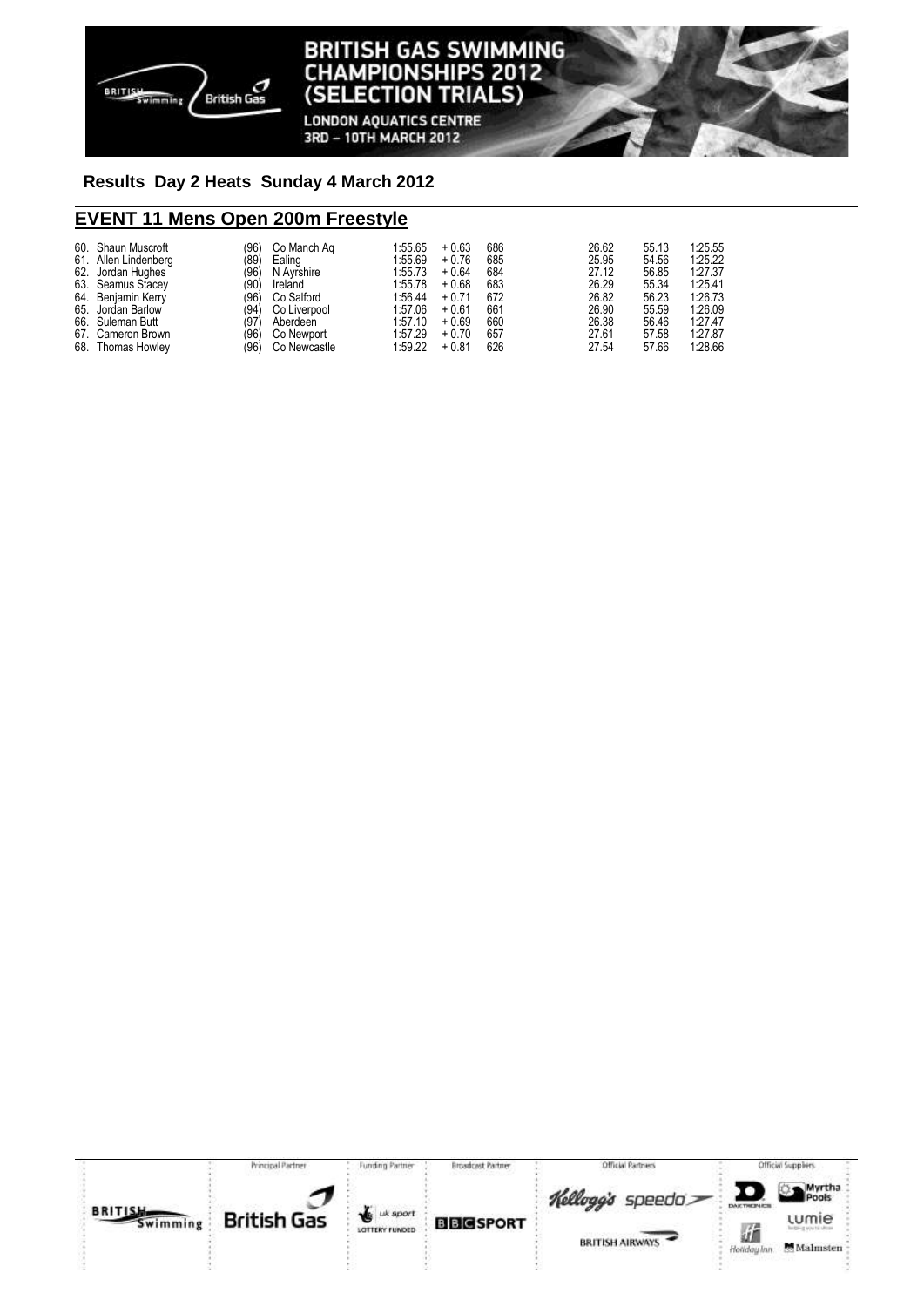**Results Day 2 Heats Sunday 4 March 2012**

## EVENT 11 Mens Open 200m Freestyle

| | | | | | | | | | |
|---|---|---|---|---|---|---|---|---|---|
| 60. | Shaun Muscroft | (96) | Co Manch Aq | 1:55.65 | + 0.63 | 686 | 26.62 | 55.13 | 1:25.55 |
| 61. | Allen Lindenberg | (89) | Ealing | 1:55.69 | + 0.76 | 685 | 25.95 | 54.56 | 1:25.22 |
| 62. | Jordan Hughes | (96) | N Ayrshire | 1:55.73 | + 0.64 | 684 | 27.12 | 56.85 | 1:27.37 |
| 63. | Seamus Stacey | (90) | Ireland | 1:55.78 | + 0.68 | 683 | 26.29 | 55.34 | 1:25.41 |
| 64. | Benjamin Kerry | (96) | Co Salford | 1:56.44 | + 0.71 | 672 | 26.82 | 56.23 | 1:26.73 |
| 65. | Jordan Barlow | (94) | Co Liverpool | 1:57.06 | + 0.61 | 661 | 26.90 | 55.59 | 1:26.09 |
| 66. | Suleman Butt | (97) | Aberdeen | 1:57.10 | + 0.69 | 660 | 26.38 | 56.46 | 1:27.47 |
| 67. | Cameron Brown | (96) | Co Newport | 1:57.29 | + 0.70 | 657 | 27.61 | 57.58 | 1:27.87 |
| 68. | Thomas Howley | (96) | Co Newcastle | 1:59.22 | + 0.81 | 626 | 27.54 | 57.66 | 1:28.66 |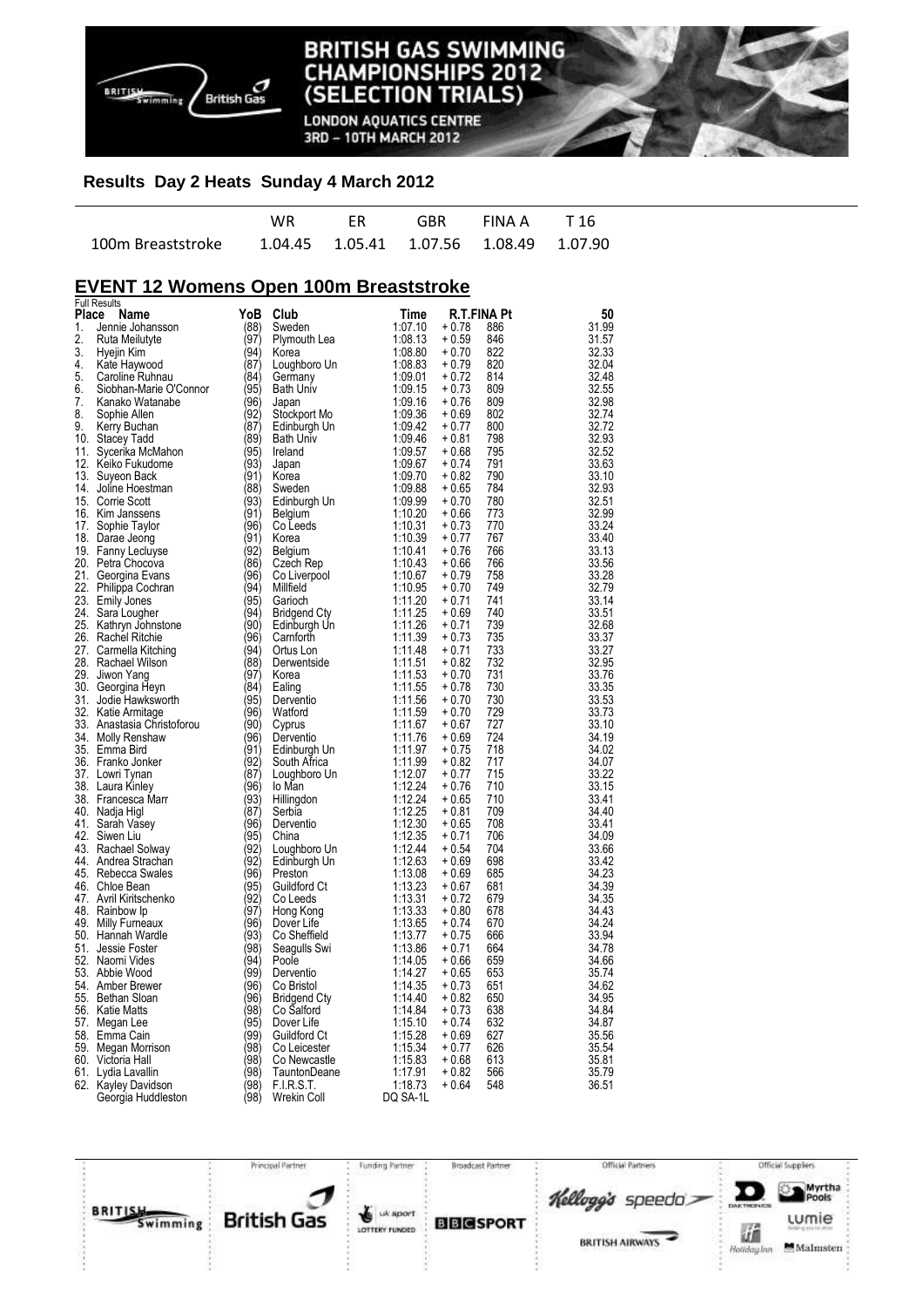# BRITISH GAS SWIMMING CHAMPIONSHIPS 2012 (SELECTION TRIALS)

LONDON AQUATICS CENTRE
3RD – 10TH MARCH 2012

## Results Day 2 Heats Sunday 4 March 2012

| | WR | ER | GBR | FINA A | T 16 |
|---|---|---|---|---|---|
| 100m Breaststroke | 1.04.45 | 1.05.41 | 1.07.56 | 1.08.49 | 1.07.90 |

## EVENT 12 Womens Open 100m Breaststroke

Full Results

| Place | Name | YoB | Club | Time | R.T. | FINA Pt | 50 |
|---|---|---|---|---|---|---|---|
| 1. | Jennie Johansson | (88) | Sweden | 1:07.10 | + 0.78 | 886 | 31.99 |
| 2. | Ruta Meilutyte | (97) | Plymouth Lea | 1:08.13 | + 0.59 | 846 | 31.57 |
| 3. | Hyejin Kim | (94) | Korea | 1:08.80 | + 0.70 | 822 | 32.33 |
| 4. | Kate Haywood | (87) | Loughboro Un | 1:08.83 | + 0.79 | 820 | 32.04 |
| 5. | Caroline Ruhnau | (84) | Germany | 1:09.01 | + 0.72 | 814 | 32.48 |
| 6. | Siobhan-Marie O'Connor | (95) | Bath Univ | 1:09.15 | + 0.73 | 809 | 32.55 |
| 7. | Kanako Watanabe | (96) | Japan | 1:09.16 | + 0.76 | 809 | 32.98 |
| 8. | Sophie Allen | (92) | Stockport Mo | 1:09.36 | + 0.69 | 802 | 32.74 |
| 9. | Kerry Buchan | (87) | Edinburgh Un | 1:09.42 | + 0.77 | 800 | 32.72 |
| 10. | Stacey Tadd | (89) | Bath Univ | 1:09.46 | + 0.81 | 798 | 32.93 |
| 11. | Sycerika McMahon | (95) | Ireland | 1:09.57 | + 0.68 | 795 | 32.52 |
| 12. | Keiko Fukudome | (93) | Japan | 1:09.67 | + 0.74 | 791 | 33.63 |
| 13. | Suyeon Back | (91) | Korea | 1:09.70 | + 0.82 | 790 | 33.10 |
| 14. | Joline Hoestman | (88) | Sweden | 1:09.88 | + 0.65 | 784 | 32.93 |
| 15. | Corrie Scott | (93) | Edinburgh Un | 1:09.99 | + 0.70 | 780 | 32.51 |
| 16. | Kim Janssens | (91) | Belgium | 1:10.20 | + 0.66 | 773 | 32.99 |
| 17. | Sophie Taylor | (96) | Co Leeds | 1:10.31 | + 0.73 | 770 | 33.24 |
| 18. | Darae Jeong | (91) | Korea | 1:10.39 | + 0.77 | 767 | 33.40 |
| 19. | Fanny Lecluyse | (92) | Belgium | 1:10.41 | + 0.76 | 766 | 33.13 |
| 20. | Petra Chocova | (86) | Czech Rep | 1:10.43 | + 0.66 | 766 | 33.56 |
| 21. | Georgina Evans | (96) | Co Liverpool | 1:10.67 | + 0.79 | 758 | 33.28 |
| 22. | Philippa Cochran | (94) | Millfield | 1:10.95 | + 0.70 | 749 | 32.79 |
| 23. | Emily Jones | (95) | Garioch | 1:11.20 | + 0.71 | 741 | 33.14 |
| 24. | Sara Lougher | (94) | Bridgend Cty | 1:11.25 | + 0.69 | 740 | 33.51 |
| 25. | Kathryn Johnstone | (90) | Edinburgh Un | 1:11.26 | + 0.71 | 739 | 32.68 |
| 26. | Rachel Ritchie | (96) | Carnforth | 1:11.39 | + 0.73 | 735 | 33.37 |
| 27. | Carmella Kitching | (94) | Ortus Lon | 1:11.48 | + 0.71 | 733 | 33.27 |
| 28. | Rachael Wilson | (88) | Derwentside | 1:11.51 | + 0.82 | 732 | 32.95 |
| 29. | Jiwon Yang | (97) | Korea | 1:11.53 | + 0.70 | 731 | 33.76 |
| 30. | Georgina Heyn | (84) | Ealing | 1:11.55 | + 0.78 | 730 | 33.35 |
| 31. | Jodie Hawksworth | (95) | Derventio | 1:11.56 | + 0.70 | 730 | 33.53 |
| 32. | Katie Armitage | (96) | Watford | 1:11.59 | + 0.70 | 729 | 33.73 |
| 33. | Anastasia Christoforou | (90) | Cyprus | 1:11.67 | + 0.67 | 727 | 33.10 |
| 34. | Molly Renshaw | (96) | Derventio | 1:11.76 | + 0.69 | 724 | 34.19 |
| 35. | Emma Bird | (91) | Edinburgh Un | 1:11.97 | + 0.75 | 718 | 34.02 |
| 36. | Franko Jonker | (92) | South Africa | 1:11.99 | + 0.82 | 717 | 34.07 |
| 37. | Lowri Tynan | (87) | Loughboro Un | 1:12.07 | + 0.77 | 715 | 33.22 |
| 38. | Laura Kinley | (96) | Io Man | 1:12.24 | + 0.76 | 710 | 33.15 |
| 38. | Francesca Marr | (93) | Hillingdon | 1:12.24 | + 0.65 | 710 | 33.41 |
| 40. | Nadja Higl | (87) | Serbia | 1:12.25 | + 0.81 | 709 | 34.40 |
| 41. | Sarah Vasey | (96) | Derventio | 1:12.30 | + 0.65 | 708 | 33.41 |
| 42. | Siwen Liu | (95) | China | 1:12.35 | + 0.71 | 706 | 34.09 |
| 43. | Rachael Solway | (92) | Loughboro Un | 1:12.44 | + 0.54 | 704 | 33.66 |
| 44. | Andrea Strachan | (92) | Edinburgh Un | 1:12.63 | + 0.69 | 698 | 33.42 |
| 45. | Rebecca Swales | (96) | Preston | 1:13.08 | + 0.69 | 685 | 34.23 |
| 46. | Chloe Bean | (95) | Guildford Ct | 1:13.23 | + 0.67 | 681 | 34.39 |
| 47. | Avril Kiritschenko | (92) | Co Leeds | 1:13.31 | + 0.72 | 679 | 34.35 |
| 48. | Rainbow Ip | (97) | Hong Kong | 1:13.33 | + 0.80 | 678 | 34.43 |
| 49. | Milly Furneaux | (96) | Dover Life | 1:13.65 | + 0.74 | 670 | 34.24 |
| 50. | Hannah Wardle | (93) | Co Sheffield | 1:13.77 | + 0.75 | 666 | 33.94 |
| 51. | Jessie Foster | (98) | Seagulls Swi | 1:13.86 | + 0.71 | 664 | 34.78 |
| 52. | Naomi Vides | (94) | Poole | 1:14.05 | + 0.66 | 659 | 34.66 |
| 53. | Abbie Wood | (99) | Derventio | 1:14.27 | + 0.65 | 653 | 35.74 |
| 54. | Amber Brewer | (96) | Co Bristol | 1:14.35 | + 0.73 | 651 | 34.62 |
| 55. | Bethan Sloan | (96) | Bridgend Cty | 1:14.40 | + 0.82 | 650 | 34.95 |
| 56. | Katie Matts | (98) | Co Salford | 1:14.84 | + 0.73 | 638 | 34.84 |
| 57. | Megan Lee | (95) | Dover Life | 1:15.10 | + 0.74 | 632 | 34.87 |
| 58. | Emma Cain | (99) | Guildford Ct | 1:15.28 | + 0.69 | 627 | 35.56 |
| 59. | Megan Morrison | (98) | Co Leicester | 1:15.34 | + 0.77 | 626 | 35.54 |
| 60. | Victoria Hall | (98) | Co Newcastle | 1:15.83 | + 0.68 | 613 | 35.81 |
| 61. | Lydia Lavallin | (98) | TauntonDeane | 1:17.91 | + 0.82 | 566 | 35.79 |
| 62. | Kayley Davidson | (98) | F.I.R.S.T. | 1:18.73 | + 0.64 | 548 | 36.51 |
| | Georgia Huddleston | (98) | Wrekin Coll | DQ SA-1L | | | |

Principal Partner: British Gas | Funding Partner: uk sport Lottery Funded | Broadcast Partner: BBC Sport | Official Partners: Kellogg's, speedo, British Airways | Official Suppliers: Daktronics, Myrtha Pools, Lumie, Holiday Inn, Malmsten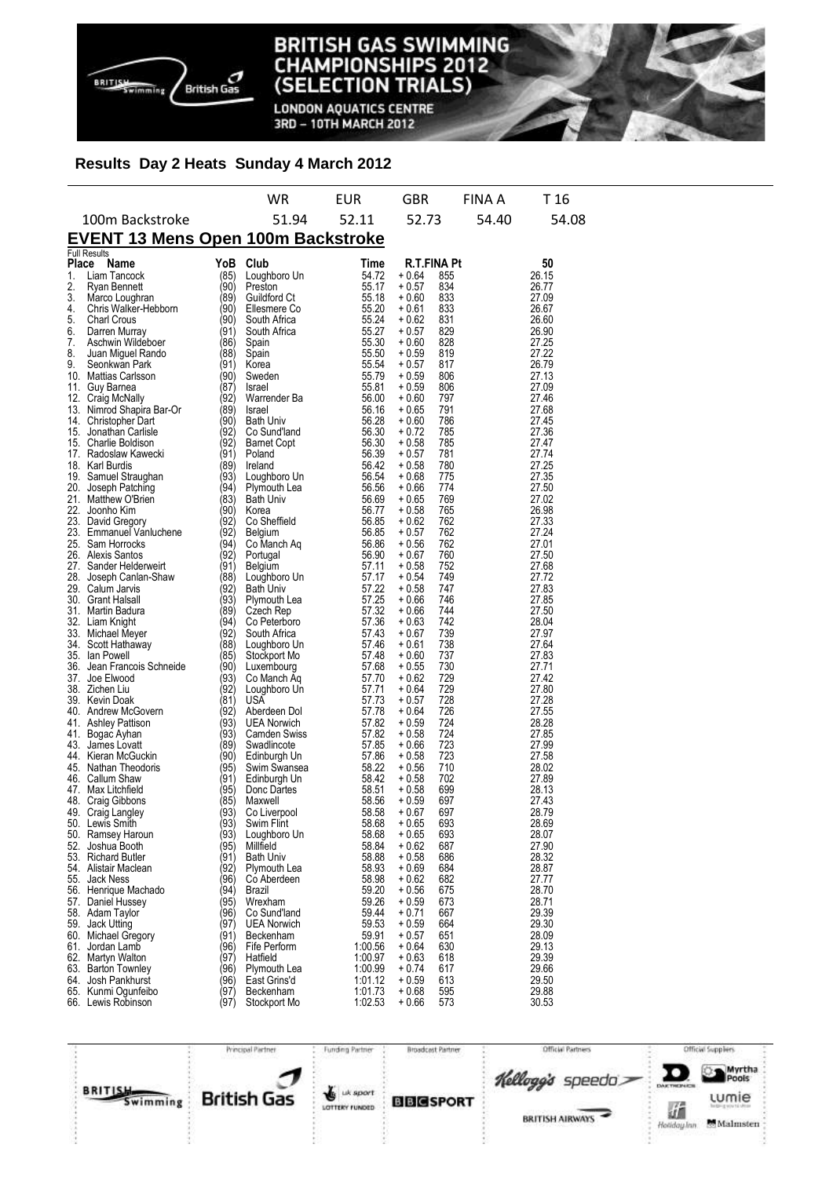# BRITISH GAS SWIMMING CHAMPIONSHIPS 2012 (SELECTION TRIALS)

LONDON AQUATICS CENTRE
3RD – 10TH MARCH 2012

## Results Day 2 Heats Sunday 4 March 2012

| | WR | EUR | GBR | FINA A | T 16 |
|---|---|---|---|---|---|
| 100m Backstroke | 51.94 | 52.11 | 52.73 | 54.40 | 54.08 |

### EVENT 13 Mens Open 100m Backstroke

Full Results

| Place | Name | YoB | Club | Time | R.T. | FINA Pt | 50 |
|---|---|---|---|---|---|---|---|
| 1. | Liam Tancock | (85) | Loughboro Un | 54.72 | + 0.64 | 855 | 26.15 |
| 2. | Ryan Bennett | (90) | Preston | 55.17 | + 0.57 | 834 | 26.77 |
| 3. | Marco Loughran | (89) | Guildford Ct | 55.18 | + 0.60 | 833 | 27.09 |
| 4. | Chris Walker-Hebborn | (90) | Ellesmere Co | 55.20 | + 0.61 | 833 | 26.67 |
| 5. | Charl Crous | (90) | South Africa | 55.24 | + 0.62 | 831 | 26.60 |
| 6. | Darren Murray | (91) | South Africa | 55.27 | + 0.57 | 829 | 26.90 |
| 7. | Aschwin Wildeboer | (86) | Spain | 55.30 | + 0.60 | 828 | 27.25 |
| 8. | Juan Miguel Rando | (88) | Spain | 55.50 | + 0.59 | 819 | 27.22 |
| 9. | Seonkwan Park | (91) | Korea | 55.54 | + 0.57 | 817 | 26.79 |
| 10. | Mattias Carlsson | (90) | Sweden | 55.79 | + 0.59 | 806 | 27.13 |
| 11. | Guy Barnea | (87) | Israel | 55.81 | + 0.59 | 806 | 27.09 |
| 12. | Craig McNally | (92) | Warrender Ba | 56.00 | + 0.60 | 797 | 27.46 |
| 13. | Nimrod Shapira Bar-Or | (89) | Israel | 56.16 | + 0.65 | 791 | 27.68 |
| 14. | Christopher Dart | (90) | Bath Univ | 56.28 | + 0.60 | 786 | 27.45 |
| 15. | Jonathan Carlisle | (92) | Co Sund'land | 56.30 | + 0.72 | 785 | 27.36 |
| 15. | Charlie Boldison | (92) | Barnet Copt | 56.30 | + 0.58 | 785 | 27.47 |
| 17. | Radoslaw Kawecki | (91) | Poland | 56.39 | + 0.57 | 781 | 27.74 |
| 18. | Karl Burdis | (89) | Ireland | 56.42 | + 0.58 | 780 | 27.25 |
| 19. | Samuel Straughan | (93) | Loughboro Un | 56.54 | + 0.68 | 775 | 27.35 |
| 20. | Joseph Patching | (94) | Plymouth Lea | 56.56 | + 0.66 | 774 | 27.50 |
| 21. | Matthew O'Brien | (83) | Bath Univ | 56.69 | + 0.65 | 769 | 27.02 |
| 22. | Joonho Kim | (90) | Korea | 56.77 | + 0.58 | 765 | 26.98 |
| 23. | David Gregory | (92) | Co Sheffield | 56.85 | + 0.62 | 762 | 27.33 |
| 23. | Emmanuel Vanluchene | (92) | Belgium | 56.85 | + 0.57 | 762 | 27.24 |
| 25. | Sam Horrocks | (94) | Co Manch Aq | 56.86 | + 0.56 | 762 | 27.01 |
| 26. | Alexis Santos | (92) | Portugal | 56.90 | + 0.67 | 760 | 27.50 |
| 27. | Sander Helderweirt | (91) | Belgium | 57.11 | + 0.58 | 752 | 27.68 |
| 28. | Joseph Canlan-Shaw | (88) | Loughboro Un | 57.17 | + 0.54 | 749 | 27.72 |
| 29. | Calum Jarvis | (92) | Bath Univ | 57.22 | + 0.58 | 747 | 27.83 |
| 30. | Grant Halsall | (93) | Plymouth Lea | 57.25 | + 0.66 | 746 | 27.85 |
| 31. | Martin Badura | (89) | Czech Rep | 57.32 | + 0.66 | 744 | 27.50 |
| 32. | Liam Knight | (94) | Co Peterboro | 57.36 | + 0.63 | 742 | 28.04 |
| 33. | Michael Meyer | (92) | South Africa | 57.43 | + 0.67 | 739 | 27.97 |
| 34. | Scott Hathaway | (88) | Loughboro Un | 57.46 | + 0.61 | 738 | 27.64 |
| 35. | Ian Powell | (85) | Stockport Mo | 57.48 | + 0.60 | 737 | 27.83 |
| 36. | Jean Francois Schneide | (90) | Luxembourg | 57.68 | + 0.55 | 730 | 27.71 |
| 37. | Joe Elwood | (93) | Co Manch Aq | 57.70 | + 0.62 | 729 | 27.42 |
| 38. | Zichen Liu | (92) | Loughboro Un | 57.71 | + 0.64 | 729 | 27.80 |
| 39. | Kevin Doak | (81) | USA | 57.73 | + 0.57 | 728 | 27.28 |
| 40. | Andrew McGovern | (92) | Aberdeen Dol | 57.78 | + 0.64 | 726 | 27.55 |
| 41. | Ashley Pattison | (93) | UEA Norwich | 57.82 | + 0.59 | 724 | 28.28 |
| 41. | Bogac Ayhan | (93) | Camden Swiss | 57.82 | + 0.58 | 724 | 27.85 |
| 43. | James Lovatt | (89) | Swadlincote | 57.85 | + 0.66 | 723 | 27.99 |
| 44. | Kieran McGuckin | (90) | Edinburgh Un | 57.86 | + 0.58 | 723 | 27.58 |
| 45. | Nathan Theodoris | (95) | Swim Swansea | 58.22 | + 0.56 | 710 | 28.02 |
| 46. | Callum Shaw | (91) | Edinburgh Un | 58.42 | + 0.58 | 702 | 27.89 |
| 47. | Max Litchfield | (95) | Donc Dartes | 58.51 | + 0.58 | 699 | 28.13 |
| 48. | Craig Gibbons | (85) | Maxwell | 58.56 | + 0.59 | 697 | 27.43 |
| 49. | Craig Langley | (93) | Co Liverpool | 58.58 | + 0.67 | 697 | 28.79 |
| 50. | Lewis Smith | (93) | Swim Flint | 58.68 | + 0.65 | 693 | 28.69 |
| 50. | Ramsey Haroun | (93) | Loughboro Un | 58.68 | + 0.65 | 693 | 28.07 |
| 52. | Joshua Booth | (95) | Millfield | 58.84 | + 0.62 | 687 | 27.90 |
| 53. | Richard Butler | (91) | Bath Univ | 58.88 | + 0.58 | 686 | 28.32 |
| 54. | Alistair Maclean | (92) | Plymouth Lea | 58.93 | + 0.69 | 684 | 28.87 |
| 55. | Jack Ness | (96) | Co Aberdeen | 58.98 | + 0.62 | 682 | 27.77 |
| 56. | Henrique Machado | (94) | Brazil | 59.20 | + 0.56 | 675 | 28.70 |
| 57. | Daniel Hussey | (95) | Wrexham | 59.26 | + 0.59 | 673 | 28.71 |
| 58. | Adam Taylor | (96) | Co Sund'land | 59.44 | + 0.71 | 667 | 29.39 |
| 59. | Jack Utting | (97) | UEA Norwich | 59.53 | + 0.59 | 664 | 29.30 |
| 60. | Michael Gregory | (91) | Beckenham | 59.91 | + 0.57 | 651 | 28.09 |
| 61. | Jordan Lamb | (96) | Fife Perform | 1:00.56 | + 0.64 | 630 | 29.13 |
| 62. | Martyn Walton | (97) | Hatfield | 1:00.97 | + 0.63 | 618 | 29.39 |
| 63. | Barton Townley | (96) | Plymouth Lea | 1:00.99 | + 0.74 | 617 | 29.66 |
| 64. | Josh Pankhurst | (96) | East Grins'd | 1:01.12 | + 0.59 | 613 | 29.50 |
| 65. | Kunmi Ogunfeibo | (97) | Beckenham | 1:01.73 | + 0.68 | 595 | 29.88 |
| 66. | Lewis Robinson | (97) | Stockport Mo | 1:02.53 | + 0.66 | 573 | 30.53 |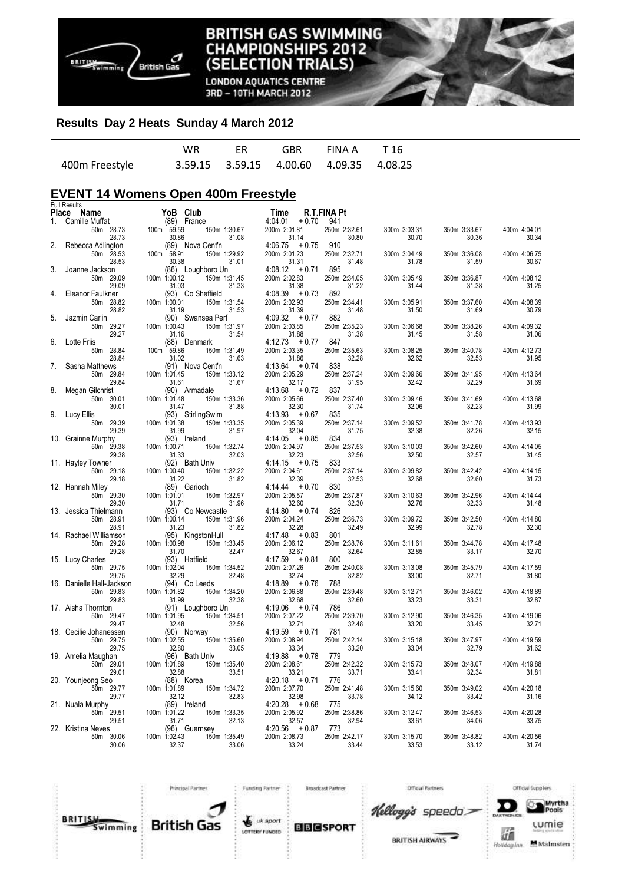# BRITISH GAS SWIMMING CHAMPIONSHIPS 2012 (SELECTION TRIALS)

LONDON AQUATICS CENTRE
3RD – 10TH MARCH 2012

## Results Day 2 Heats Sunday 4 March 2012

| | WR | ER | GBR | FINA A | T 16 |
|---|---|---|---|---|---|
| 400m Freestyle | 3.59.15 | 3.59.15 | 4.00.60 | 4.09.35 | 4.08.25 |

## EVENT 14 Womens Open 400m Freestyle

Full Results

| Place | Name | YoB | Club | Time | R.T. | FINA Pt |
|---|---|---|---|---|---|---|
| 1. | Camille Muffat | (89) | France | 4:04.01 | +0.70 | 941 |
| 2. | Rebecca Adlington | (89) | Nova Cent'n | 4:06.75 | +0.75 | 910 |
| 3. | Joanne Jackson | (86) | Loughboro Un | 4:08.12 | +0.71 | 895 |
| 4. | Eleanor Faulkner | (93) | Co Sheffield | 4:08.39 | +0.73 | 892 |
| 5. | Jazmin Carlin | (90) | Swansea Perf | 4:09.32 | +0.77 | 882 |
| 6. | Lotte Friis | (88) | Denmark | 4:12.73 | +0.77 | 847 |
| 7. | Sasha Matthews | (91) | Nova Cent'n | 4:13.64 | +0.74 | 838 |
| 8. | Megan Gilchrist | (90) | Armadale | 4:13.68 | +0.72 | 837 |
| 9. | Lucy Ellis | (93) | StirlingSwim | 4:13.93 | +0.67 | 835 |
| 10. | Grainne Murphy | (93) | Ireland | 4:14.05 | +0.85 | 834 |
| 11. | Hayley Towner | (92) | Bath Univ | 4:14.15 | +0.75 | 833 |
| 12. | Hannah Miley | (89) | Garioch | 4:14.44 | +0.70 | 830 |
| 13. | Jessica Thielmann | (93) | Co Newcastle | 4:14.80 | +0.74 | 826 |
| 14. | Rachael Williamson | (95) | KingstonHull | 4:17.48 | +0.83 | 801 |
| 15. | Lucy Charles | (93) | Hatfield | 4:17.59 | +0.81 | 800 |
| 16. | Danielle Hall-Jackson | (94) | Co Leeds | 4:18.89 | +0.76 | 788 |
| 17. | Aisha Thornton | (91) | Loughboro Un | 4:19.06 | +0.74 | 786 |
| 18. | Cecilie Johanessen | (90) | Norway | 4:19.59 | +0.71 | 781 |
| 19. | Amelia Maughan | (96) | Bath Univ | 4:19.88 | +0.78 | 779 |
| 20. | Younjeong Seo | (88) | Korea | 4:20.18 | +0.71 | 776 |
| 21. | Nuala Murphy | (89) | Ireland | 4:20.28 | +0.68 | 775 |
| 22. | Kristina Neves | (96) | Guernsey | 4:20.56 | +0.87 | 773 |

Splits (cumulative / split):

| Place | Name | 50m | 100m | 150m | 200m | 250m | 300m | 350m | 400m |
|---|---|---|---|---|---|---|---|---|---|
| 1. | Camille Muffat | 28.73 / 28.73 | 59.59 / 30.86 | 1:30.67 / 31.08 | 2:01.81 / 31.14 | 2:32.61 / 30.80 | 3:03.31 / 30.70 | 3:33.67 / 30.36 | 4:04.01 / 30.34 |
| 2. | Rebecca Adlington | 28.53 / 28.53 | 58.91 / 30.38 | 1:29.92 / 31.01 | 2:01.23 / 31.31 | 2:32.71 / 31.48 | 3:04.49 / 31.78 | 3:36.08 / 31.59 | 4:06.75 / 30.67 |
| 3. | Joanne Jackson | 29.09 / 29.09 | 1:00.12 / 31.03 | 1:31.45 / 31.33 | 2:02.83 / 31.38 | 2:34.05 / 31.22 | 3:05.49 / 31.44 | 3:36.87 / 31.38 | 4:08.12 / 31.25 |
| 4. | Eleanor Faulkner | 28.82 / 28.82 | 1:00.01 / 31.19 | 1:31.54 / 31.53 | 2:02.93 / 31.39 | 2:34.41 / 31.48 | 3:05.91 / 31.50 | 3:37.60 / 31.69 | 4:08.39 / 30.79 |
| 5. | Jazmin Carlin | 29.27 / 29.27 | 1:00.43 / 31.16 | 1:31.97 / 31.54 | 2:03.85 / 31.88 | 2:35.23 / 31.38 | 3:06.68 / 31.45 | 3:38.26 / 31.58 | 4:09.32 / 31.06 |
| 6. | Lotte Friis | 28.84 / 28.84 | 59.86 / 31.02 | 1:31.49 / 31.63 | 2:03.35 / 31.86 | 2:35.63 / 32.28 | 3:08.25 / 32.62 | 3:40.78 / 32.53 | 4:12.73 / 31.95 |
| 7. | Sasha Matthews | 29.84 / 29.84 | 1:01.45 / 31.61 | 1:33.12 / 31.67 | 2:05.29 / 32.17 | 2:37.24 / 31.95 | 3:09.66 / 32.42 | 3:41.95 / 32.29 | 4:13.64 / 31.69 |
| 8. | Megan Gilchrist | 30.01 / 30.01 | 1:01.48 / 31.47 | 1:33.36 / 31.88 | 2:05.66 / 32.30 | 2:37.40 / 31.74 | 3:09.46 / 32.06 | 3:41.69 / 32.23 | 4:13.68 / 31.99 |
| 9. | Lucy Ellis | 29.39 / 29.39 | 1:01.38 / 31.99 | 1:33.35 / 31.97 | 2:05.39 / 32.04 | 2:37.14 / 31.75 | 3:09.52 / 32.38 | 3:41.78 / 32.26 | 4:13.93 / 32.15 |
| 10. | Grainne Murphy | 29.38 / 29.38 | 1:00.71 / 31.33 | 1:32.74 / 32.03 | 2:04.97 / 32.23 | 2:37.53 / 32.56 | 3:10.03 / 32.50 | 3:42.60 / 32.57 | 4:14.05 / 31.45 |
| 11. | Hayley Towner | 29.18 / 29.18 | 1:00.40 / 31.22 | 1:32.22 / 31.82 | 2:04.61 / 32.39 | 2:37.14 / 32.53 | 3:09.82 / 32.68 | 3:42.42 / 32.60 | 4:14.15 / 31.73 |
| 12. | Hannah Miley | 29.30 / 29.30 | 1:01.01 / 31.71 | 1:32.97 / 31.96 | 2:05.57 / 32.60 | 2:37.87 / 32.30 | 3:10.63 / 32.76 | 3:42.96 / 32.33 | 4:14.44 / 31.48 |
| 13. | Jessica Thielmann | 28.91 / 28.91 | 1:00.14 / 31.23 | 1:31.96 / 31.82 | 2:04.24 / 32.28 | 2:36.73 / 32.49 | 3:09.72 / 32.99 | 3:42.50 / 32.78 | 4:14.80 / 32.30 |
| 14. | Rachael Williamson | 29.28 / 29.28 | 1:00.98 / 31.70 | 1:33.45 / 32.47 | 2:06.12 / 32.67 | 2:38.76 / 32.64 | 3:11.61 / 32.85 | 3:44.78 / 33.17 | 4:17.48 / 32.70 |
| 15. | Lucy Charles | 29.75 / 29.75 | 1:02.04 / 32.29 | 1:34.52 / 32.48 | 2:07.26 / 32.74 | 2:40.08 / 32.82 | 3:13.08 / 33.00 | 3:45.79 / 32.71 | 4:17.59 / 31.80 |
| 16. | Danielle Hall-Jackson | 29.83 / 29.83 | 1:01.82 / 31.99 | 1:34.20 / 32.38 | 2:06.88 / 32.68 | 2:39.48 / 32.60 | 3:12.71 / 33.23 | 3:46.02 / 33.31 | 4:18.89 / 32.87 |
| 17. | Aisha Thornton | 29.47 / 29.47 | 1:01.95 / 32.48 | 1:34.51 / 32.56 | 2:07.22 / 32.71 | 2:39.70 / 32.48 | 3:12.90 / 33.20 | 3:46.35 / 33.45 | 4:19.06 / 32.71 |
| 18. | Cecilie Johanessen | 29.75 / 29.75 | 1:02.55 / 32.80 | 1:35.60 / 33.05 | 2:08.94 / 33.34 | 2:42.14 / 33.20 | 3:15.18 / 33.04 | 3:47.97 / 32.79 | 4:19.59 / 31.62 |
| 19. | Amelia Maughan | 29.01 / 29.01 | 1:01.89 / 32.88 | 1:35.40 / 33.51 | 2:08.61 / 33.21 | 2:42.32 / 33.71 | 3:15.73 / 33.41 | 3:48.07 / 32.34 | 4:19.88 / 31.81 |
| 20. | Younjeong Seo | 29.77 / 29.77 | 1:01.89 / 32.12 | 1:34.72 / 32.83 | 2:07.70 / 32.98 | 2:41.48 / 33.78 | 3:15.60 / 34.12 | 3:49.02 / 33.42 | 4:20.18 / 31.16 |
| 21. | Nuala Murphy | 29.51 / 29.51 | 1:01.22 / 31.71 | 1:33.35 / 32.13 | 2:05.92 / 32.57 | 2:38.86 / 32.94 | 3:12.47 / 33.61 | 3:46.53 / 34.06 | 4:20.28 / 33.75 |
| 22. | Kristina Neves | 30.06 / 30.06 | 1:02.43 / 32.37 | 1:35.49 / 33.06 | 2:08.73 / 33.24 | 2:42.17 / 33.44 | 3:15.70 / 33.53 | 3:48.82 / 33.12 | 4:20.56 / 31.74 |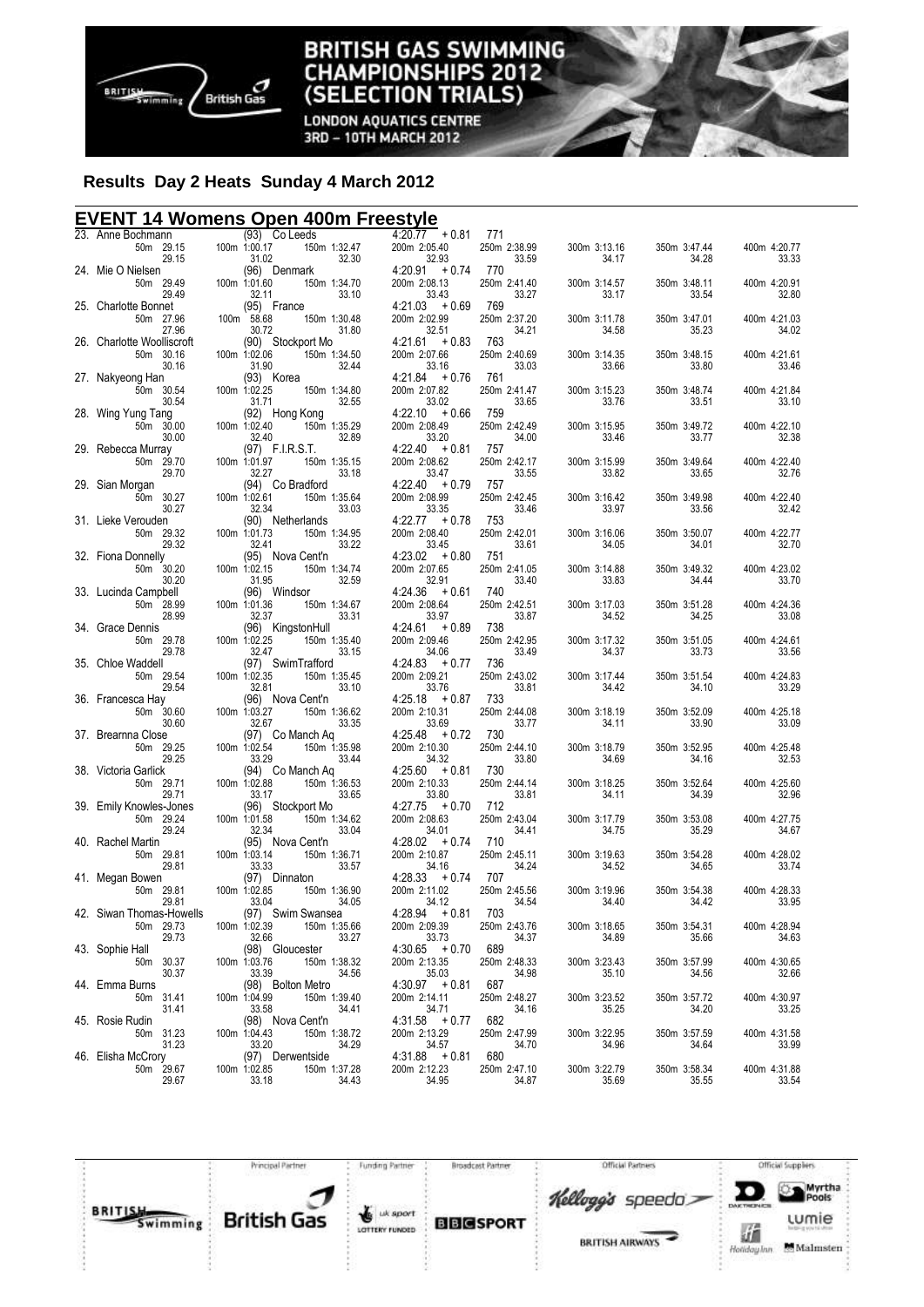## Results Day 2 Heats Sunday 4 March 2012

### EVENT 14 Womens Open 400m Freestyle

| Place | Name | YOB | Club | Time | RT | Points |
|---|---|---|---|---|---|---|
| 23. | Anne Bochmann | (93) | Co Leeds | 4:20.77 | +0.81 | 771 |
| | 50m 29.15 / 29.15 | 100m 1:00.17 / 31.02 | 150m 1:32.47 / 32.30 | 200m 2:05.40 / 32.93 | 250m 2:38.99 / 33.59 | 300m 3:13.16 / 34.17 · 350m 3:47.44 / 34.28 · 400m 4:20.77 / 33.33 |
| 24. | Mie O Nielsen | (96) | Denmark | 4:20.91 | +0.74 | 770 |
| | 50m 29.49 / 29.49 | 100m 1:01.60 / 32.11 | 150m 1:34.70 / 33.10 | 200m 2:08.13 / 33.43 | 250m 2:41.40 / 33.27 | 300m 3:14.57 / 33.17 · 350m 3:48.11 / 33.54 · 400m 4:20.91 / 32.80 |
| 25. | Charlotte Bonnet | (95) | France | 4:21.03 | +0.69 | 769 |
| | 50m 27.96 / 27.96 | 100m 58.68 / 30.72 | 150m 1:30.48 / 31.80 | 200m 2:02.99 / 32.51 | 250m 2:37.20 / 34.21 | 300m 3:11.78 / 34.58 · 350m 3:47.01 / 35.23 · 400m 4:21.03 / 34.02 |
| 26. | Charlotte Woolliscroft | (90) | Stockport Mo | 4:21.61 | +0.83 | 763 |
| | 50m 30.16 / 30.16 | 100m 1:02.06 / 31.90 | 150m 1:34.50 / 32.44 | 200m 2:07.66 / 33.16 | 250m 2:40.69 / 33.03 | 300m 3:14.35 / 33.66 · 350m 3:48.15 / 33.80 · 400m 4:21.61 / 33.46 |
| 27. | Nakyeong Han | (93) | Korea | 4:21.84 | +0.76 | 761 |
| | 50m 30.54 / 30.54 | 100m 1:02.25 / 31.71 | 150m 1:34.80 / 32.55 | 200m 2:07.82 / 33.02 | 250m 2:41.47 / 33.65 | 300m 3:15.23 / 33.76 · 350m 3:48.74 / 33.51 · 400m 4:21.84 / 33.10 |
| 28. | Wing Yung Tang | (92) | Hong Kong | 4:22.10 | +0.66 | 759 |
| | 50m 30.00 / 30.00 | 100m 1:02.40 / 32.40 | 150m 1:35.29 / 32.89 | 200m 2:08.49 / 33.20 | 250m 2:42.49 / 34.00 | 300m 3:15.95 / 33.46 · 350m 3:49.72 / 33.77 · 400m 4:22.10 / 32.38 |
| 29. | Rebecca Murray | (97) | F.I.R.S.T. | 4:22.40 | +0.81 | 757 |
| | 50m 29.70 / 29.70 | 100m 1:01.97 / 32.27 | 150m 1:35.15 / 33.18 | 200m 2:08.62 / 33.47 | 250m 2:42.17 / 33.55 | 300m 3:15.99 / 33.82 · 350m 3:49.64 / 33.65 · 400m 4:22.40 / 32.76 |
| 29. | Sian Morgan | (94) | Co Bradford | 4:22.40 | +0.79 | 757 |
| | 50m 30.27 / 30.27 | 100m 1:02.61 / 32.34 | 150m 1:35.64 / 33.03 | 200m 2:08.99 / 33.35 | 250m 2:42.45 / 33.46 | 300m 3:16.42 / 33.97 · 350m 3:49.98 / 33.56 · 400m 4:22.40 / 32.42 |
| 31. | Lieke Verouden | (90) | Netherlands | 4:22.77 | +0.78 | 753 |
| | 50m 29.32 / 29.32 | 100m 1:01.73 / 32.41 | 150m 1:34.95 / 33.22 | 200m 2:08.40 / 33.45 | 250m 2:42.01 / 33.61 | 300m 3:16.06 / 34.05 · 350m 3:50.07 / 34.01 · 400m 4:22.77 / 32.70 |
| 32. | Fiona Donnelly | (95) | Nova Cent'n | 4:23.02 | +0.80 | 751 |
| | 50m 30.20 / 30.20 | 100m 1:02.15 / 31.95 | 150m 1:34.74 / 32.59 | 200m 2:07.65 / 32.91 | 250m 2:41.05 / 33.40 | 300m 3:14.88 / 33.83 · 350m 3:49.32 / 34.44 · 400m 4:23.02 / 33.70 |
| 33. | Lucinda Campbell | (96) | Windsor | 4:24.36 | +0.61 | 740 |
| | 50m 28.99 / 28.99 | 100m 1:01.36 / 32.37 | 150m 1:34.67 / 33.31 | 200m 2:08.64 / 33.97 | 250m 2:42.51 / 33.87 | 300m 3:17.03 / 34.52 · 350m 3:51.28 / 34.25 · 400m 4:24.36 / 33.08 |
| 34. | Grace Dennis | (96) | KingstonHull | 4:24.61 | +0.89 | 738 |
| | 50m 29.78 / 29.78 | 100m 1:02.25 / 32.47 | 150m 1:35.40 / 33.15 | 200m 2:09.46 / 34.06 | 250m 2:42.95 / 33.49 | 300m 3:17.32 / 34.37 · 350m 3:51.05 / 33.73 · 400m 4:24.61 / 33.56 |
| 35. | Chloe Waddell | (97) | SwimTrafford | 4:24.83 | +0.77 | 736 |
| | 50m 29.54 / 29.54 | 100m 1:02.35 / 32.81 | 150m 1:35.45 / 33.10 | 200m 2:09.21 / 33.76 | 250m 2:43.02 / 33.81 | 300m 3:17.44 / 34.42 · 350m 3:51.54 / 34.10 · 400m 4:24.83 / 33.29 |
| 36. | Francesca Hay | (96) | Nova Cent'n | 4:25.18 | +0.87 | 733 |
| | 50m 30.60 / 30.60 | 100m 1:03.27 / 32.67 | 150m 1:36.62 / 33.35 | 200m 2:10.31 / 33.69 | 250m 2:44.08 / 33.77 | 300m 3:18.19 / 34.11 · 350m 3:52.09 / 33.90 · 400m 4:25.18 / 33.09 |
| 37. | Brearnna Close | (97) | Co Manch Aq | 4:25.48 | +0.72 | 730 |
| | 50m 29.25 / 29.25 | 100m 1:02.54 / 33.29 | 150m 1:35.98 / 33.44 | 200m 2:10.30 / 34.32 | 250m 2:44.10 / 33.80 | 300m 3:18.79 / 34.69 · 350m 3:52.95 / 34.16 · 400m 4:25.48 / 32.53 |
| 38. | Victoria Garlick | (94) | Co Manch Aq | 4:25.60 | +0.81 | 730 |
| | 50m 29.71 / 29.71 | 100m 1:02.88 / 33.17 | 150m 1:36.53 / 33.65 | 200m 2:10.33 / 33.80 | 250m 2:44.14 / 33.81 | 300m 3:18.25 / 34.11 · 350m 3:52.64 / 34.39 · 400m 4:25.60 / 32.96 |
| 39. | Emily Knowles-Jones | (96) | Stockport Mo | 4:27.75 | +0.70 | 712 |
| | 50m 29.24 / 29.24 | 100m 1:01.58 / 32.34 | 150m 1:34.62 / 33.04 | 200m 2:08.63 / 34.01 | 250m 2:43.04 / 34.41 | 300m 3:17.79 / 34.75 · 350m 3:53.08 / 35.29 · 400m 4:27.75 / 34.67 |
| 40. | Rachel Martin | (95) | Nova Cent'n | 4:28.02 | +0.74 | 710 |
| | 50m 29.81 / 29.81 | 100m 1:03.14 / 33.33 | 150m 1:36.71 / 33.57 | 200m 2:10.87 / 34.16 | 250m 2:45.11 / 34.24 | 300m 3:19.63 / 34.52 · 350m 3:54.28 / 34.65 · 400m 4:28.02 / 33.74 |
| 41. | Megan Bowen | (97) | Dinnaton | 4:28.33 | +0.74 | 707 |
| | 50m 29.81 / 29.81 | 100m 1:02.85 / 33.04 | 150m 1:36.90 / 34.05 | 200m 2:11.02 / 34.12 | 250m 2:45.56 / 34.54 | 300m 3:19.96 / 34.40 · 350m 3:54.38 / 34.42 · 400m 4:28.33 / 33.95 |
| 42. | Siwan Thomas-Howells | (97) | Swim Swansea | 4:28.94 | +0.81 | 703 |
| | 50m 29.73 / 29.73 | 100m 1:02.39 / 32.66 | 150m 1:35.66 / 33.27 | 200m 2:09.39 / 33.73 | 250m 2:43.76 / 34.37 | 300m 3:18.65 / 34.89 · 350m 3:54.31 / 35.66 · 400m 4:28.94 / 34.63 |
| 43. | Sophie Hall | (98) | Gloucester | 4:30.65 | +0.70 | 689 |
| | 50m 30.37 / 30.37 | 100m 1:03.76 / 33.39 | 150m 1:38.32 / 34.56 | 200m 2:13.35 / 35.03 | 250m 2:48.33 / 34.98 | 300m 3:23.43 / 35.10 · 350m 3:57.99 / 34.56 · 400m 4:30.65 / 32.66 |
| 44. | Emma Burns | (98) | Bolton Metro | 4:30.97 | +0.81 | 687 |
| | 50m 31.41 / 31.41 | 100m 1:04.99 / 33.58 | 150m 1:39.40 / 34.41 | 200m 2:14.11 / 34.71 | 250m 2:48.27 / 34.16 | 300m 3:23.52 / 35.25 · 350m 3:57.72 / 34.20 · 400m 4:30.97 / 33.25 |
| 45. | Rosie Rudin | (98) | Nova Cent'n | 4:31.58 | +0.77 | 682 |
| | 50m 31.23 / 31.23 | 100m 1:04.43 / 33.20 | 150m 1:38.72 / 34.29 | 200m 2:13.29 / 34.57 | 250m 2:47.99 / 34.70 | 300m 3:22.95 / 34.96 · 350m 3:57.59 / 34.64 · 400m 4:31.58 / 33.99 |
| 46. | Elisha McCrory | (97) | Derwentside | 4:31.88 | +0.81 | 680 |
| | 50m 29.67 / 29.67 | 100m 1:02.85 / 33.18 | 150m 1:37.28 / 34.43 | 200m 2:12.23 / 34.95 | 250m 2:47.10 / 34.87 | 300m 3:22.79 / 35.69 · 350m 3:58.34 / 35.55 · 400m 4:31.88 / 33.54 |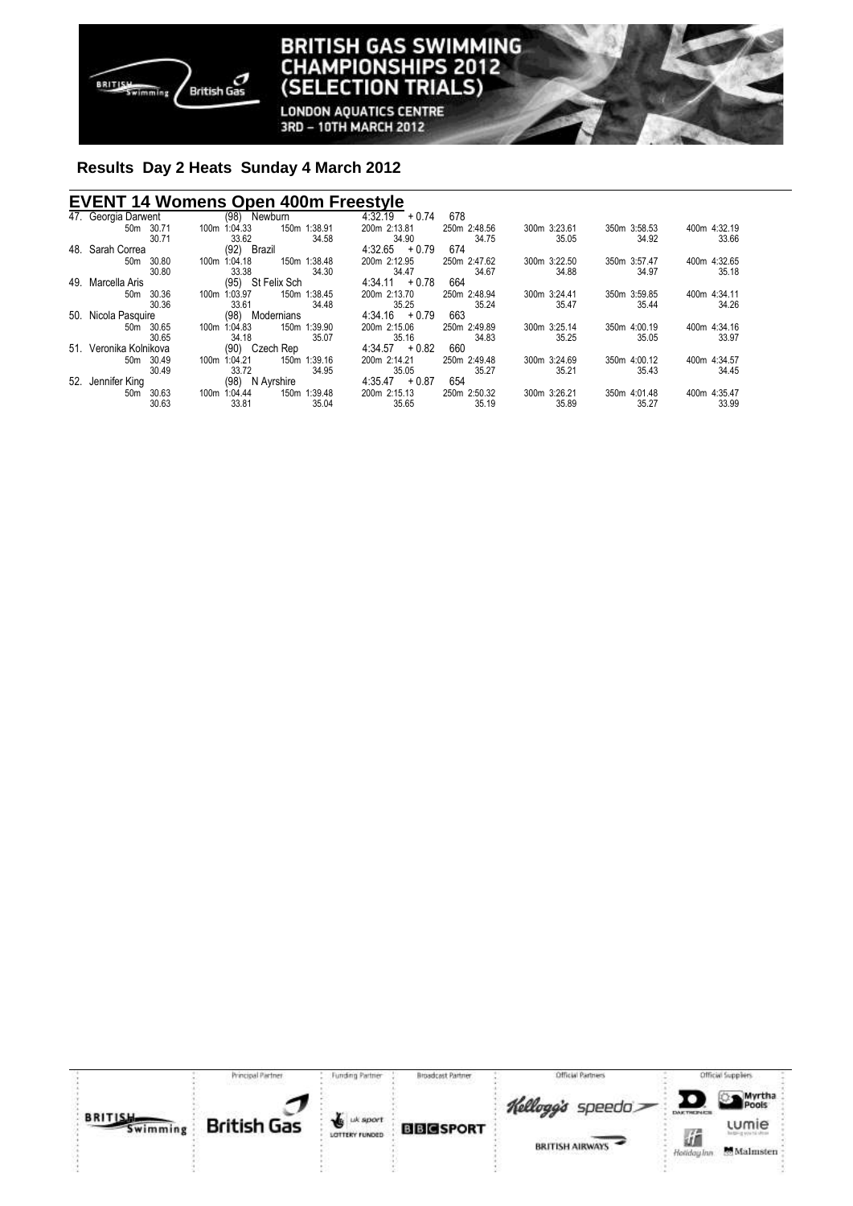## Results Day 2 Heats Sunday 4 March 2012

### EVENT 14 Womens Open 400m Freestyle

| Place | Name | Age / Club | Time | | Points | | | | |
|---|---|---|---|---|---|---|---|---|---|
| 47. | Georgia Darwent | (98) Newburn | 4:32.19 | + 0.74 | 678 | | | | |
| | 50m 30.71 | 100m 1:04.33 | 150m 1:38.91 | 200m 2:13.81 | 250m 2:48.56 | 300m 3:23.61 | 350m 3:58.53 | 400m 4:32.19 | |
| | 30.71 | 33.62 | 34.58 | 34.90 | 34.75 | 35.05 | 34.92 | 33.66 | |
| 48. | Sarah Correa | (92) Brazil | 4:32.65 | + 0.79 | 674 | | | | |
| | 50m 30.80 | 100m 1:04.18 | 150m 1:38.48 | 200m 2:12.95 | 250m 2:47.62 | 300m 3:22.50 | 350m 3:57.47 | 400m 4:32.65 | |
| | 30.80 | 33.38 | 34.30 | 34.47 | 34.67 | 34.88 | 34.97 | 35.18 | |
| 49. | Marcella Aris | (95) St Felix Sch | 4:34.11 | + 0.78 | 664 | | | | |
| | 50m 30.36 | 100m 1:03.97 | 150m 1:38.45 | 200m 2:13.70 | 250m 2:48.94 | 300m 3:24.41 | 350m 3:59.85 | 400m 4:34.11 | |
| | 30.36 | 33.61 | 34.48 | 35.25 | 35.24 | 35.47 | 35.44 | 34.26 | |
| 50. | Nicola Pasquire | (98) Modernians | 4:34.16 | + 0.79 | 663 | | | | |
| | 50m 30.65 | 100m 1:04.83 | 150m 1:39.90 | 200m 2:15.06 | 250m 2:49.89 | 300m 3:25.14 | 350m 4:00.19 | 400m 4:34.16 | |
| | 30.65 | 34.18 | 35.07 | 35.16 | 34.83 | 35.25 | 35.05 | 33.97 | |
| 51. | Veronika Kolnikova | (90) Czech Rep | 4:34.57 | + 0.82 | 660 | | | | |
| | 50m 30.49 | 100m 1:04.21 | 150m 1:39.16 | 200m 2:14.21 | 250m 2:49.48 | 300m 3:24.69 | 350m 4:00.12 | 400m 4:34.57 | |
| | 30.49 | 33.72 | 34.95 | 35.05 | 35.27 | 35.21 | 35.43 | 34.45 | |
| 52. | Jennifer King | (98) N Ayrshire | 4:35.47 | + 0.87 | 654 | | | | |
| | 50m 30.63 | 100m 1:04.44 | 150m 1:39.48 | 200m 2:15.13 | 250m 2:50.32 | 300m 3:26.21 | 350m 4:01.48 | 400m 4:35.47 | |
| | 30.63 | 33.81 | 35.04 | 35.65 | 35.19 | 35.89 | 35.27 | 33.99 | |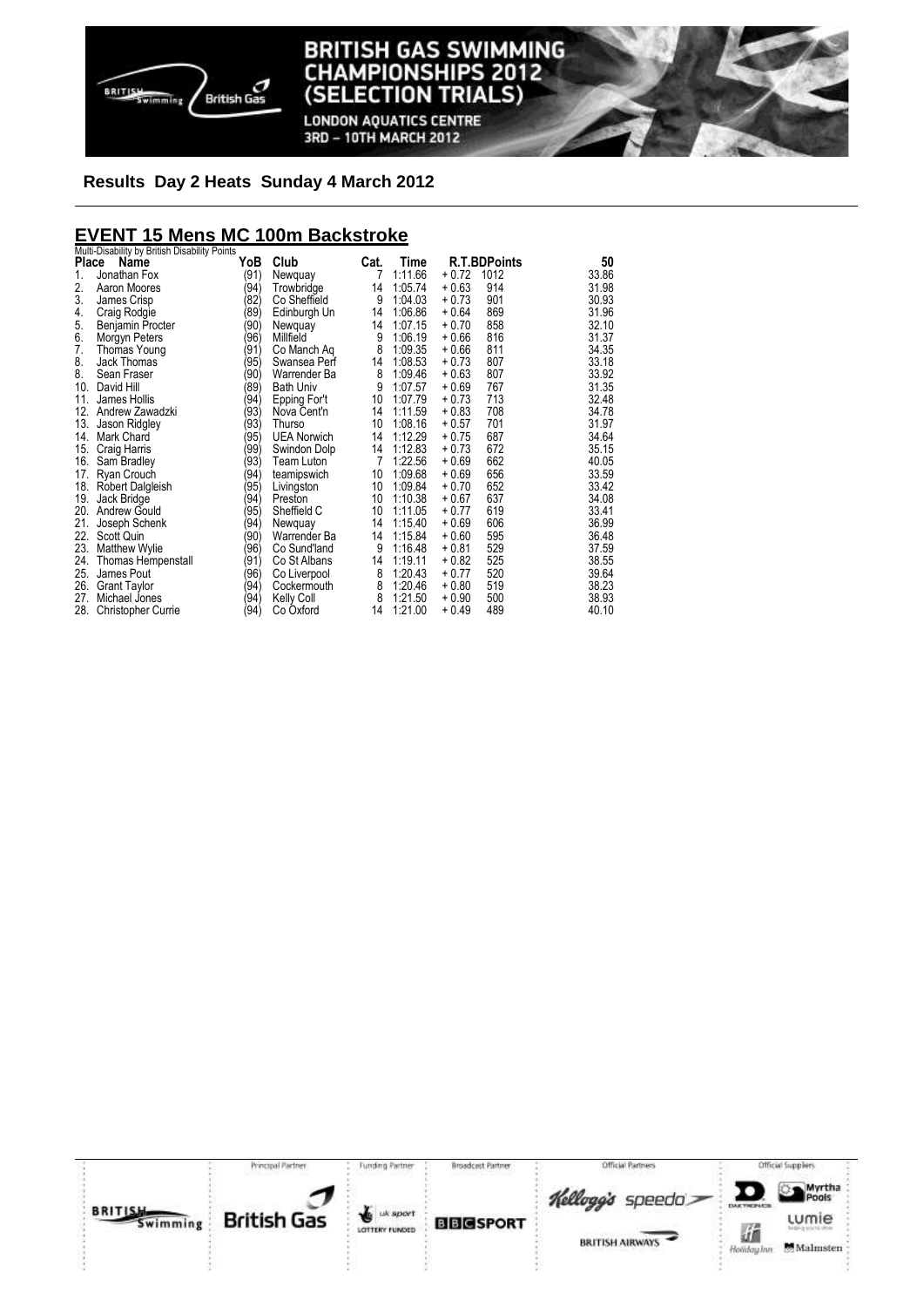**Results Day 2 Heats Sunday 4 March 2012**

## EVENT 15 Mens MC 100m Backstroke

Multi-Disability by British Disability Points

| Place | Name | YoB | Club | Cat. | Time | R.T. | BDPoints | 50 |
|---|---|---|---|---|---|---|---|---|
| 1. | Jonathan Fox | (91) | Newquay | 7 | 1:11.66 | + 0.72 | 1012 | 33.86 |
| 2. | Aaron Moores | (94) | Trowbridge | 14 | 1:05.74 | + 0.63 | 914 | 31.98 |
| 3. | James Crisp | (82) | Co Sheffield | 9 | 1:04.03 | + 0.73 | 901 | 30.93 |
| 4. | Craig Rodgie | (89) | Edinburgh Un | 14 | 1:06.86 | + 0.64 | 869 | 31.96 |
| 5. | Benjamin Procter | (90) | Newquay | 14 | 1:07.15 | + 0.70 | 858 | 32.10 |
| 6. | Morgyn Peters | (96) | Millfield | 9 | 1:06.19 | + 0.66 | 816 | 31.37 |
| 7. | Thomas Young | (91) | Co Manch Aq | 8 | 1:09.35 | + 0.66 | 811 | 34.35 |
| 8. | Jack Thomas | (95) | Swansea Perf | 14 | 1:08.53 | + 0.73 | 807 | 33.18 |
| 8. | Sean Fraser | (90) | Warrender Ba | 8 | 1:09.46 | + 0.63 | 807 | 33.92 |
| 10. | David Hill | (89) | Bath Univ | 9 | 1:07.57 | + 0.69 | 767 | 31.35 |
| 11. | James Hollis | (94) | Epping For't | 10 | 1:07.79 | + 0.73 | 713 | 32.48 |
| 12. | Andrew Zawadzki | (93) | Nova Cent'n | 14 | 1:11.59 | + 0.83 | 708 | 34.78 |
| 13. | Jason Ridgley | (93) | Thurso | 10 | 1:08.16 | + 0.57 | 701 | 31.97 |
| 14. | Mark Chard | (95) | UEA Norwich | 14 | 1:12.29 | + 0.75 | 687 | 34.64 |
| 15. | Craig Harris | (99) | Swindon Dolp | 14 | 1:12.83 | + 0.73 | 672 | 35.15 |
| 16. | Sam Bradley | (93) | Team Luton | 7 | 1:22.56 | + 0.69 | 662 | 40.05 |
| 17. | Ryan Crouch | (94) | teamipswich | 10 | 1:09.68 | + 0.69 | 656 | 33.59 |
| 18. | Robert Dalgleish | (95) | Livingston | 10 | 1:09.84 | + 0.70 | 652 | 33.42 |
| 19. | Jack Bridge | (94) | Preston | 10 | 1:10.38 | + 0.67 | 637 | 34.08 |
| 20. | Andrew Gould | (95) | Sheffield C | 10 | 1:11.05 | + 0.77 | 619 | 33.41 |
| 21. | Joseph Schenk | (94) | Newquay | 14 | 1:15.40 | + 0.69 | 606 | 36.99 |
| 22. | Scott Quin | (90) | Warrender Ba | 14 | 1:15.84 | + 0.60 | 595 | 36.48 |
| 23. | Matthew Wylie | (96) | Co Sund'land | 9 | 1:16.48 | + 0.81 | 529 | 37.59 |
| 24. | Thomas Hempenstall | (91) | Co St Albans | 14 | 1:19.11 | + 0.82 | 525 | 38.55 |
| 25. | James Pout | (96) | Co Liverpool | 8 | 1:20.43 | + 0.77 | 520 | 39.64 |
| 26. | Grant Taylor | (94) | Cockermouth | 8 | 1:20.46 | + 0.80 | 519 | 38.23 |
| 27. | Michael Jones | (94) | Kelly Coll | 8 | 1:21.50 | + 0.90 | 500 | 38.93 |
| 28. | Christopher Currie | (94) | Co Oxford | 14 | 1:21.00 | + 0.49 | 489 | 40.10 |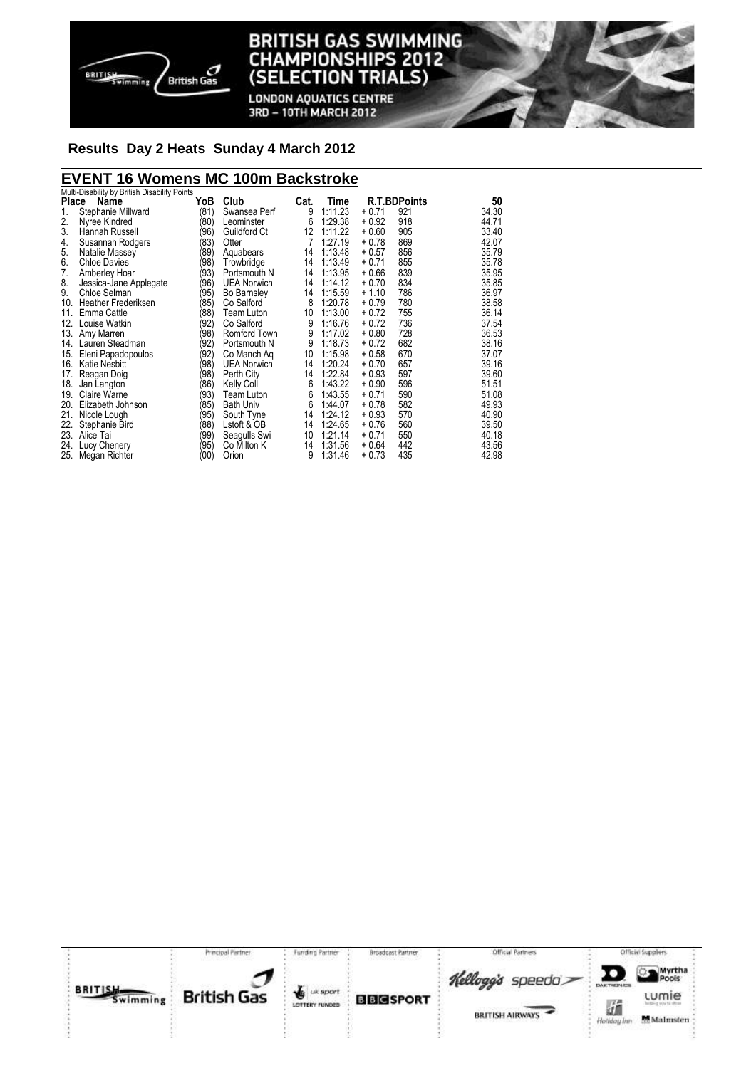# BRITISH GAS SWIMMING CHAMPIONSHIPS 2012 (SELECTION TRIALS)

LONDON AQUATICS CENTRE
3RD – 10TH MARCH 2012

**Results Day 2 Heats Sunday 4 March 2012**

## EVENT 16 Womens MC 100m Backstroke

Multi-Disability by British Disability Points

| Place | Name | YoB | Club | Cat. | Time | R.T. | BDPoints | 50 |
|---|---|---|---|---|---|---|---|---|
| 1. | Stephanie Millward | (81) | Swansea Perf | 9 | 1:11.23 | + 0.71 | 921 | 34.30 |
| 2. | Nyree Kindred | (80) | Leominster | 6 | 1:29.38 | + 0.92 | 918 | 44.71 |
| 3. | Hannah Russell | (96) | Guildford Ct | 12 | 1:11.22 | + 0.60 | 905 | 33.40 |
| 4. | Susannah Rodgers | (83) | Otter | 7 | 1:27.19 | + 0.78 | 869 | 42.07 |
| 5. | Natalie Massey | (89) | Aquabears | 14 | 1:13.48 | + 0.57 | 856 | 35.79 |
| 6. | Chloe Davies | (98) | Trowbridge | 14 | 1:13.49 | + 0.71 | 855 | 35.78 |
| 7. | Amberley Hoar | (93) | Portsmouth N | 14 | 1:13.95 | + 0.66 | 839 | 35.95 |
| 8. | Jessica-Jane Applegate | (96) | UEA Norwich | 14 | 1:14.12 | + 0.70 | 834 | 35.85 |
| 9. | Chloe Selman | (95) | Bo Barnsley | 14 | 1:15.59 | + 1.10 | 786 | 36.97 |
| 10. | Heather Frederiksen | (85) | Co Salford | 8 | 1:20.78 | + 0.79 | 780 | 38.58 |
| 11. | Emma Cattle | (88) | Team Luton | 10 | 1:13.00 | + 0.72 | 755 | 36.14 |
| 12. | Louise Watkin | (92) | Co Salford | 9 | 1:16.76 | + 0.72 | 736 | 37.54 |
| 13. | Amy Marren | (98) | Romford Town | 9 | 1:17.02 | + 0.80 | 728 | 36.53 |
| 14. | Lauren Steadman | (92) | Portsmouth N | 9 | 1:18.73 | + 0.72 | 682 | 38.16 |
| 15. | Eleni Papadopoulos | (92) | Co Manch Aq | 10 | 1:15.98 | + 0.58 | 670 | 37.07 |
| 16. | Katie Nesbitt | (98) | UEA Norwich | 14 | 1:20.24 | + 0.70 | 657 | 39.16 |
| 17. | Reagan Doig | (98) | Perth City | 14 | 1:22.84 | + 0.93 | 597 | 39.60 |
| 18. | Jan Langton | (86) | Kelly Coll | 6 | 1:43.22 | + 0.90 | 596 | 51.51 |
| 19. | Claire Warne | (93) | Team Luton | 6 | 1:43.55 | + 0.71 | 590 | 51.08 |
| 20. | Elizabeth Johnson | (85) | Bath Univ | 6 | 1:44.07 | + 0.78 | 582 | 49.93 |
| 21. | Nicole Lough | (95) | South Tyne | 14 | 1:24.12 | + 0.93 | 570 | 40.90 |
| 22. | Stephanie Bird | (88) | Lstoft & OB | 14 | 1:24.65 | + 0.76 | 560 | 39.50 |
| 23. | Alice Tai | (99) | Seagulls Swi | 10 | 1:21.14 | + 0.71 | 550 | 40.18 |
| 24. | Lucy Chenery | (95) | Co Milton K | 14 | 1:31.56 | + 0.64 | 442 | 43.56 |
| 25. | Megan Richter | (00) | Orion | 9 | 1:31.46 | + 0.73 | 435 | 42.98 |